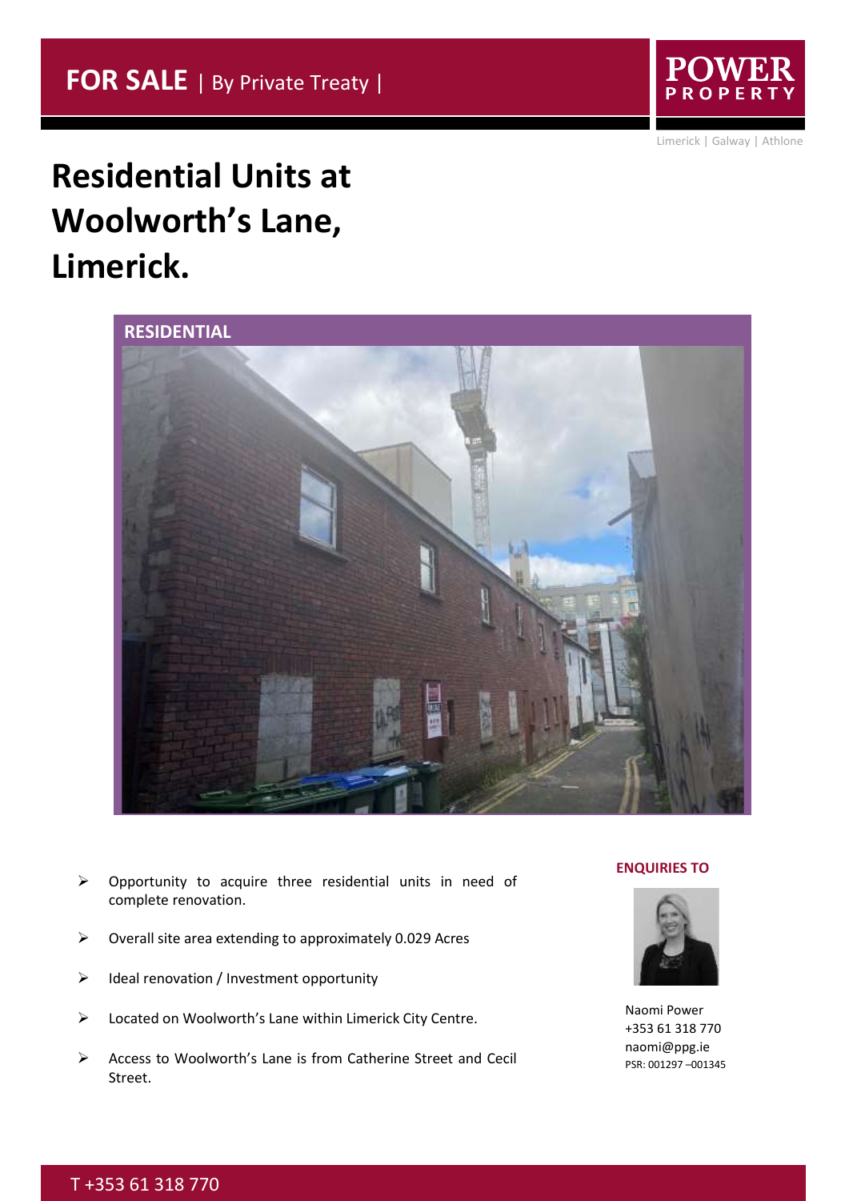**FOR SALE** | By Private Treaty |

POWER PROPERTY

Limerick | Galway | Athlone

# Residential Units at Woolworth's Lane, Limerick.

RESIDENTIAL

- Opportunity to acquire three residential units in need of complete renovation.
- Overall site area extending to approximately 0.029 Acres
- Ideal renovation / Investment opportunity
- Located on Woolworth's Lane within Limerick City Centre.
- Access to Woolworth's Lane is from Catherine Street and Cecil Street.

**ENQUIRIES TO**

Naomi Power
+353 61 318 770
naomi@ppg.ie
PSR: 001297 –001345

T +353 61 318 770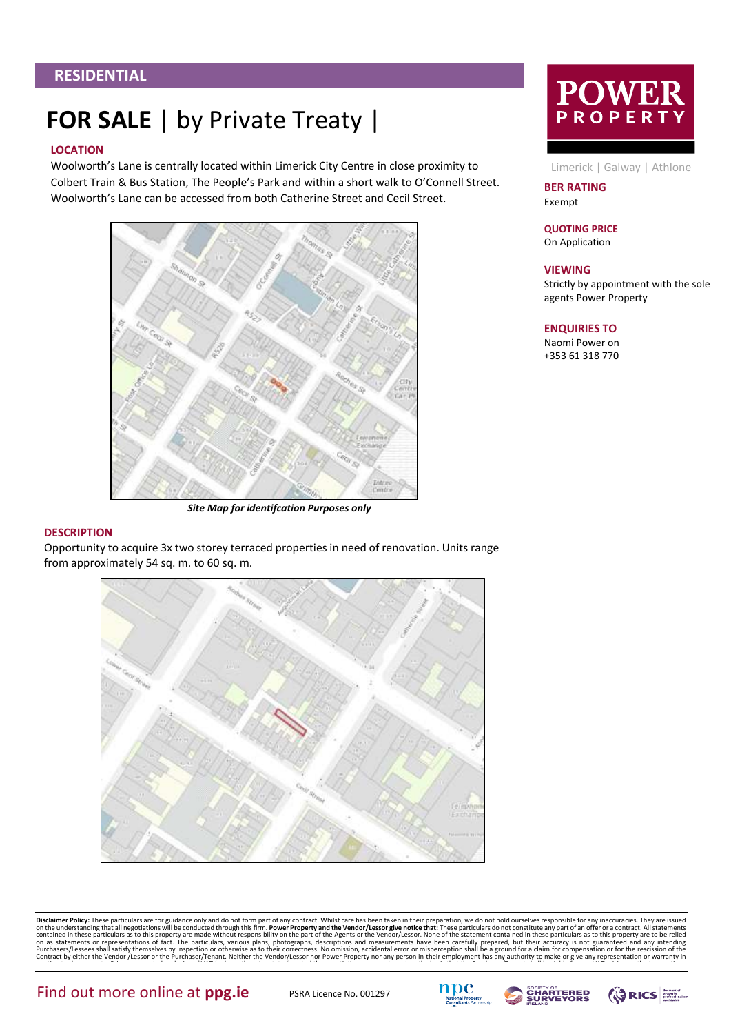RESIDENTIAL

# FOR SALE | by Private Treaty |

### LOCATION

Woolworth's Lane is centrally located within Limerick City Centre in close proximity to Colbert Train & Bus Station, The People's Park and within a short walk to O'Connell Street. Woolworth's Lane can be accessed from both Catherine Street and Cecil Street.

*Site Map for identifcation Purposes only*

### DESCRIPTION

Opportunity to acquire 3x two storey terraced properties in need of renovation. Units range from approximately 54 sq. m. to 60 sq. m.

POWER PROPERTY

Limerick | Galway | Athlone

### BER RATING

Exempt

### QUOTING PRICE

On Application

### VIEWING

Strictly by appointment with the sole agents Power Property

### ENQUIRIES TO

Naomi Power on
+353 61 318 770

**Disclaimer Policy:** These particulars are for guidance only and do not form part of any contract. Whilst care has been taken in their preparation, we do not hold ourselves responsible for any inaccuracies. They are issued on the understanding that all negotiations will be conducted through this firm. **Power Property and the Vendor/Lessor give notice that:** These particulars do not constitute any part of an offer or a contract. All statements contained in these particulars as to this property are made without responsibility on the part of the Agents or the Vendor/Lessor. None of the statement contained in these particulars as to this property are to be relied on as statements or representations of fact. The particulars, various plans, photographs, descriptions and measurements have been carefully prepared, but their accuracy is not guaranteed and any intending Purchasers/Lessees shall satisfy themselves by inspection or otherwise as to their correctness. No omission, accidental error or misperception shall be a ground for a claim for compensation or for the rescission of the Contract by either the Vendor /Lessor or the Purchaser/Tenant. Neither the Vendor/Lessor nor Power Property nor any person in their employment has any authority to make or give any representation or warranty in

Find out more online at **ppg.ie**

PSRA Licence No. 001297